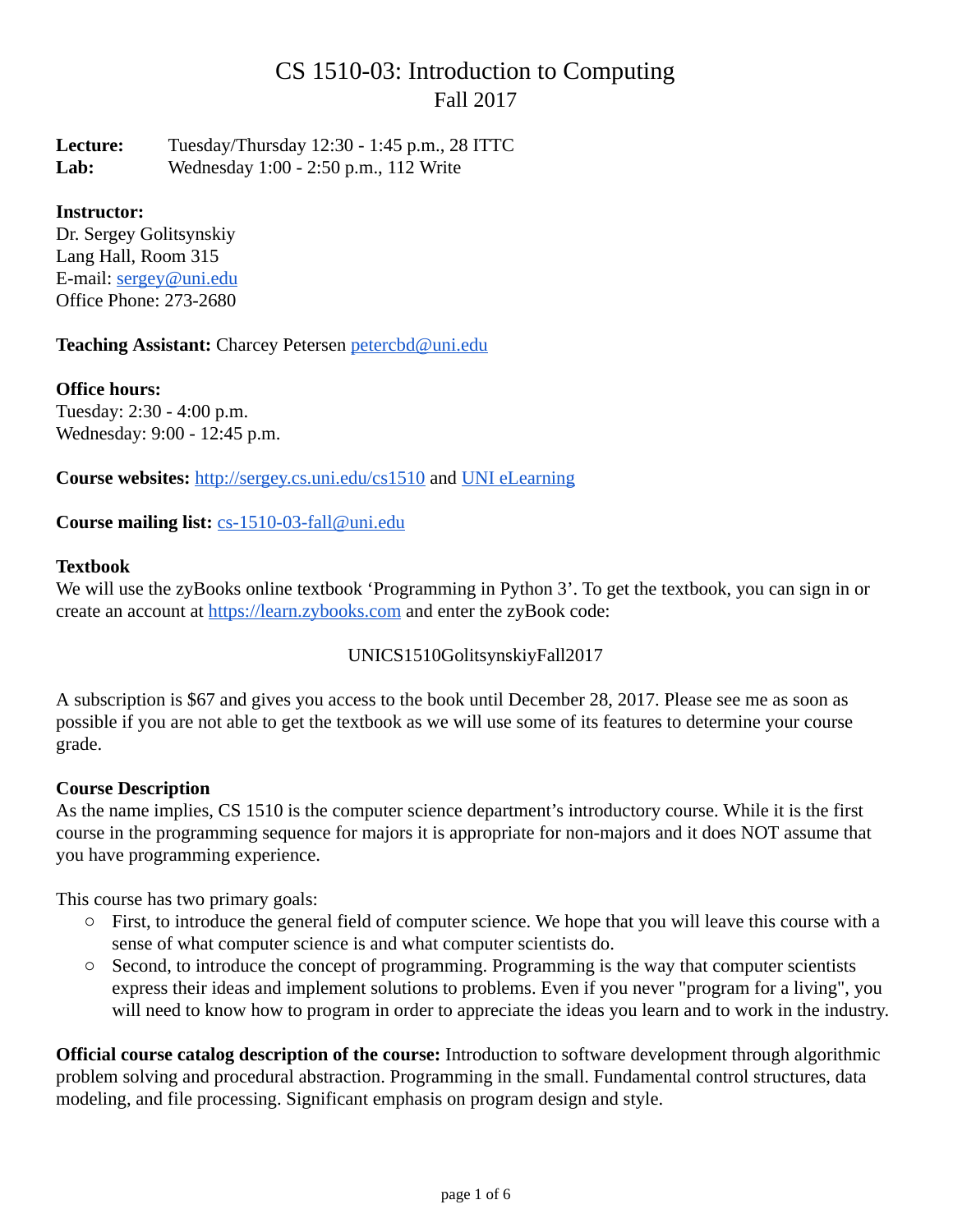# CS 1510-03: Introduction to Computing
## Fall 2017

**Lecture:** Tuesday/Thursday 12:30 - 1:45 p.m., 28 ITTC
**Lab:** Wednesday 1:00 - 2:50 p.m., 112 Write

**Instructor:**
Dr. Sergey Golitsynskiy
Lang Hall, Room 315
E-mail: sergey@uni.edu
Office Phone: 273-2680

**Teaching Assistant:** Charcey Petersen petercbd@uni.edu

**Office hours:**
Tuesday: 2:30 - 4:00 p.m.
Wednesday: 9:00 - 12:45 p.m.

**Course websites:** http://sergey.cs.uni.edu/cs1510 and UNI eLearning

**Course mailing list:** cs-1510-03-fall@uni.edu

**Textbook**
We will use the zyBooks online textbook 'Programming in Python 3'. To get the textbook, you can sign in or create an account at https://learn.zybooks.com and enter the zyBook code:

UNICS1510GolitsynskiyFall2017

A subscription is $67 and gives you access to the book until December 28, 2017. Please see me as soon as possible if you are not able to get the textbook as we will use some of its features to determine your course grade.

**Course Description**
As the name implies, CS 1510 is the computer science department's introductory course. While it is the first course in the programming sequence for majors it is appropriate for non-majors and it does NOT assume that you have programming experience.

This course has two primary goals:

- First, to introduce the general field of computer science. We hope that you will leave this course with a sense of what computer science is and what computer scientists do.
- Second, to introduce the concept of programming. Programming is the way that computer scientists express their ideas and implement solutions to problems. Even if you never "program for a living", you will need to know how to program in order to appreciate the ideas you learn and to work in the industry.

**Official course catalog description of the course:** Introduction to software development through algorithmic problem solving and procedural abstraction. Programming in the small. Fundamental control structures, data modeling, and file processing. Significant emphasis on program design and style.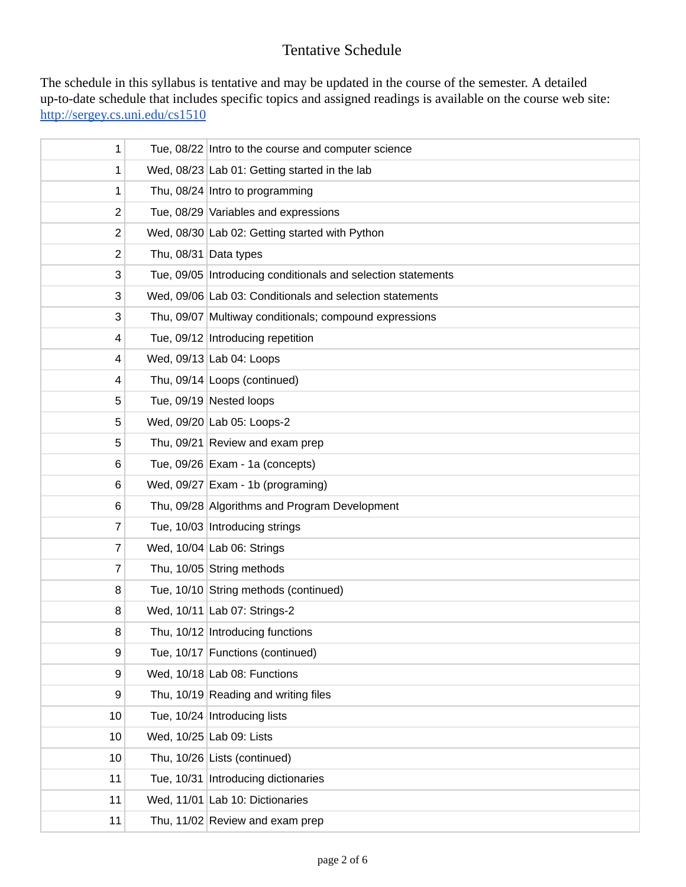# Tentative Schedule

The schedule in this syllabus is tentative and may be updated in the course of the semester. A detailed up-to-date schedule that includes specific topics and assigned readings is available on the course web site: [http://sergey.cs.uni.edu/cs1510](http://sergey.cs.uni.edu/cs1510)

| Week | Date | Topic |
|---|---|---|
| 1 | Tue, 08/22 | Intro to the course and computer science |
| 1 | Wed, 08/23 | Lab 01: Getting started in the lab |
| 1 | Thu, 08/24 | Intro to programming |
| 2 | Tue, 08/29 | Variables and expressions |
| 2 | Wed, 08/30 | Lab 02: Getting started with Python |
| 2 | Thu, 08/31 | Data types |
| 3 | Tue, 09/05 | Introducing conditionals and selection statements |
| 3 | Wed, 09/06 | Lab 03: Conditionals and selection statements |
| 3 | Thu, 09/07 | Multiway conditionals; compound expressions |
| 4 | Tue, 09/12 | Introducing repetition |
| 4 | Wed, 09/13 | Lab 04: Loops |
| 4 | Thu, 09/14 | Loops (continued) |
| 5 | Tue, 09/19 | Nested loops |
| 5 | Wed, 09/20 | Lab 05: Loops-2 |
| 5 | Thu, 09/21 | Review and exam prep |
| 6 | Tue, 09/26 | Exam - 1a (concepts) |
| 6 | Wed, 09/27 | Exam - 1b (programing) |
| 6 | Thu, 09/28 | Algorithms and Program Development |
| 7 | Tue, 10/03 | Introducing strings |
| 7 | Wed, 10/04 | Lab 06: Strings |
| 7 | Thu, 10/05 | String methods |
| 8 | Tue, 10/10 | String methods (continued) |
| 8 | Wed, 10/11 | Lab 07: Strings-2 |
| 8 | Thu, 10/12 | Introducing functions |
| 9 | Tue, 10/17 | Functions (continued) |
| 9 | Wed, 10/18 | Lab 08: Functions |
| 9 | Thu, 10/19 | Reading and writing files |
| 10 | Tue, 10/24 | Introducing lists |
| 10 | Wed, 10/25 | Lab 09: Lists |
| 10 | Thu, 10/26 | Lists (continued) |
| 11 | Tue, 10/31 | Introducing dictionaries |
| 11 | Wed, 11/01 | Lab 10: Dictionaries |
| 11 | Thu, 11/02 | Review and exam prep |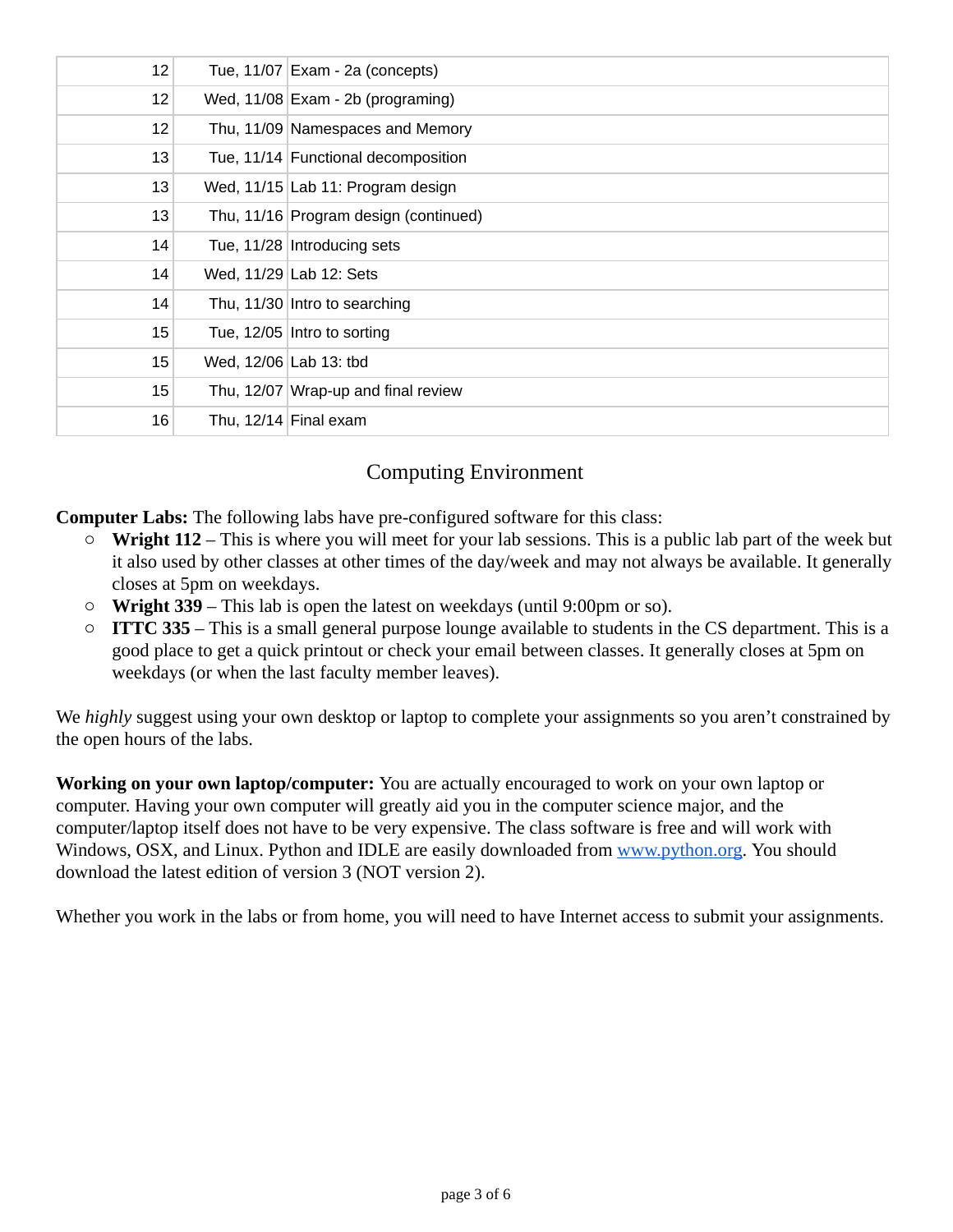| | | |
|---|---|---|
| 12 | Tue, 11/07 | Exam - 2a (concepts) |
| 12 | Wed, 11/08 | Exam - 2b (programing) |
| 12 | Thu, 11/09 | Namespaces and Memory |
| 13 | Tue, 11/14 | Functional decomposition |
| 13 | Wed, 11/15 | Lab 11: Program design |
| 13 | Thu, 11/16 | Program design (continued) |
| 14 | Tue, 11/28 | Introducing sets |
| 14 | Wed, 11/29 | Lab 12: Sets |
| 14 | Thu, 11/30 | Intro to searching |
| 15 | Tue, 12/05 | Intro to sorting |
| 15 | Wed, 12/06 | Lab 13: tbd |
| 15 | Thu, 12/07 | Wrap-up and final review |
| 16 | Thu, 12/14 | Final exam |

## Computing Environment

**Computer Labs:** The following labs have pre-configured software for this class:

- **Wright 112** – This is where you will meet for your lab sessions. This is a public lab part of the week but it also used by other classes at other times of the day/week and may not always be available. It generally closes at 5pm on weekdays.
- **Wright 339** – This lab is open the latest on weekdays (until 9:00pm or so).
- **ITTC 335** – This is a small general purpose lounge available to students in the CS department. This is a good place to get a quick printout or check your email between classes. It generally closes at 5pm on weekdays (or when the last faculty member leaves).

We *highly* suggest using your own desktop or laptop to complete your assignments so you aren't constrained by the open hours of the labs.

**Working on your own laptop/computer:** You are actually encouraged to work on your own laptop or computer. Having your own computer will greatly aid you in the computer science major, and the computer/laptop itself does not have to be very expensive. The class software is free and will work with Windows, OSX, and Linux. Python and IDLE are easily downloaded from [www.python.org](http://www.python.org). You should download the latest edition of version 3 (NOT version 2).

Whether you work in the labs or from home, you will need to have Internet access to submit your assignments.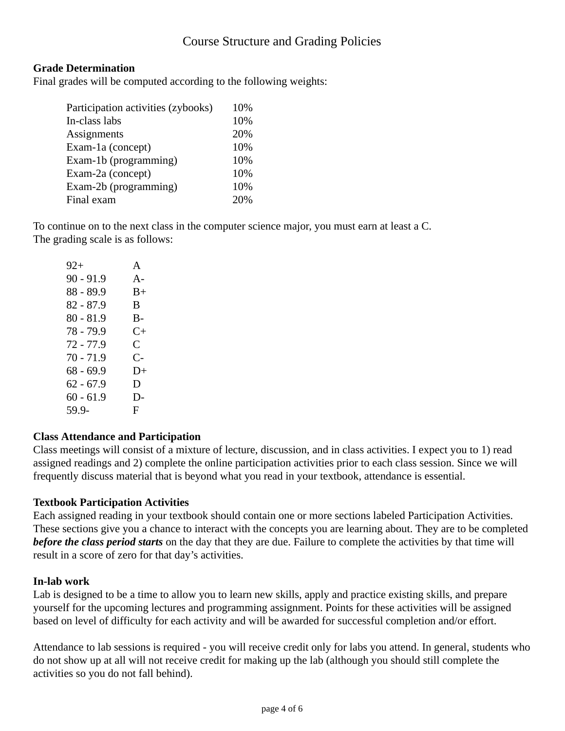# Course Structure and Grading Policies

**Grade Determination**
Final grades will be computed according to the following weights:

| | |
|---|---|
| Participation activities (zybooks) | 10% |
| In-class labs | 10% |
| Assignments | 20% |
| Exam-1a (concept) | 10% |
| Exam-1b (programming) | 10% |
| Exam-2a (concept) | 10% |
| Exam-2b (programming) | 10% |
| Final exam | 20% |

To continue on to the next class in the computer science major, you must earn at least a C.
The grading scale is as follows:

| | |
|---|---|
| 92+ | A |
| 90 - 91.9 | A- |
| 88 - 89.9 | B+ |
| 82 - 87.9 | B |
| 80 - 81.9 | B- |
| 78 - 79.9 | C+ |
| 72 - 77.9 | C |
| 70 - 71.9 | C- |
| 68 - 69.9 | D+ |
| 62 - 67.9 | D |
| 60 - 61.9 | D- |
| 59.9- | F |

**Class Attendance and Participation**
Class meetings will consist of a mixture of lecture, discussion, and in class activities. I expect you to 1) read assigned readings and 2) complete the online participation activities prior to each class session. Since we will frequently discuss material that is beyond what you read in your textbook, attendance is essential.

**Textbook Participation Activities**
Each assigned reading in your textbook should contain one or more sections labeled Participation Activities. These sections give you a chance to interact with the concepts you are learning about. They are to be completed ***before the class period starts*** on the day that they are due. Failure to complete the activities by that time will result in a score of zero for that day's activities.

**In-lab work**
Lab is designed to be a time to allow you to learn new skills, apply and practice existing skills, and prepare yourself for the upcoming lectures and programming assignment. Points for these activities will be assigned based on level of difficulty for each activity and will be awarded for successful completion and/or effort.

Attendance to lab sessions is required - you will receive credit only for labs you attend. In general, students who do not show up at all will not receive credit for making up the lab (although you should still complete the activities so you do not fall behind).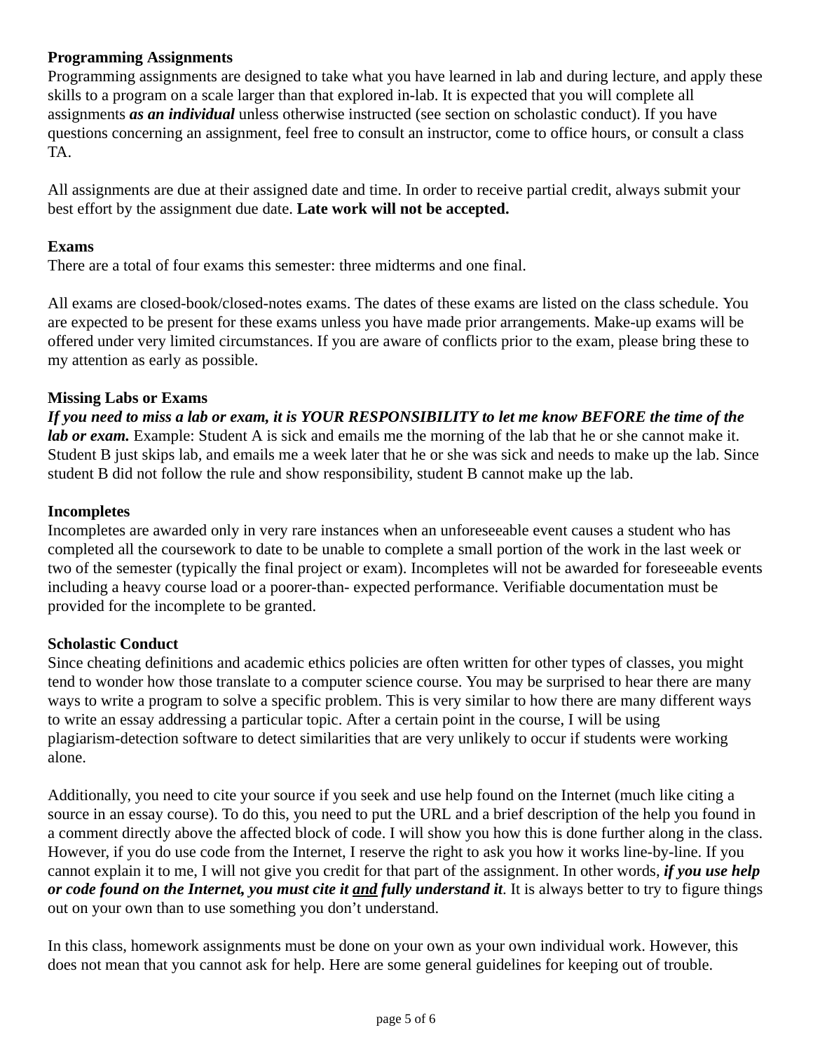**Programming Assignments**

Programming assignments are designed to take what you have learned in lab and during lecture, and apply these skills to a program on a scale larger than that explored in-lab. It is expected that you will complete all assignments ***as an individual*** unless otherwise instructed (see section on scholastic conduct). If you have questions concerning an assignment, feel free to consult an instructor, come to office hours, or consult a class TA.

All assignments are due at their assigned date and time. In order to receive partial credit, always submit your best effort by the assignment due date. **Late work will not be accepted.**

**Exams**

There are a total of four exams this semester: three midterms and one final.

All exams are closed-book/closed-notes exams. The dates of these exams are listed on the class schedule. You are expected to be present for these exams unless you have made prior arrangements. Make-up exams will be offered under very limited circumstances. If you are aware of conflicts prior to the exam, please bring these to my attention as early as possible.

**Missing Labs or Exams**

***If you need to miss a lab or exam, it is YOUR RESPONSIBILITY to let me know BEFORE the time of the lab or exam.*** Example: Student A is sick and emails me the morning of the lab that he or she cannot make it. Student B just skips lab, and emails me a week later that he or she was sick and needs to make up the lab. Since student B did not follow the rule and show responsibility, student B cannot make up the lab.

**Incompletes**

Incompletes are awarded only in very rare instances when an unforeseeable event causes a student who has completed all the coursework to date to be unable to complete a small portion of the work in the last week or two of the semester (typically the final project or exam). Incompletes will not be awarded for foreseeable events including a heavy course load or a poorer-than- expected performance. Verifiable documentation must be provided for the incomplete to be granted.

**Scholastic Conduct**

Since cheating definitions and academic ethics policies are often written for other types of classes, you might tend to wonder how those translate to a computer science course. You may be surprised to hear there are many ways to write a program to solve a specific problem. This is very similar to how there are many different ways to write an essay addressing a particular topic. After a certain point in the course, I will be using plagiarism-detection software to detect similarities that are very unlikely to occur if students were working alone.

Additionally, you need to cite your source if you seek and use help found on the Internet (much like citing a source in an essay course). To do this, you need to put the URL and a brief description of the help you found in a comment directly above the affected block of code. I will show you how this is done further along in the class. However, if you do use code from the Internet, I reserve the right to ask you how it works line-by-line. If you cannot explain it to me, I will not give you credit for that part of the assignment. In other words, ***if you use help or code found on the Internet, you must cite it and fully understand it***. It is always better to try to figure things out on your own than to use something you don't understand.

In this class, homework assignments must be done on your own as your own individual work. However, this does not mean that you cannot ask for help. Here are some general guidelines for keeping out of trouble.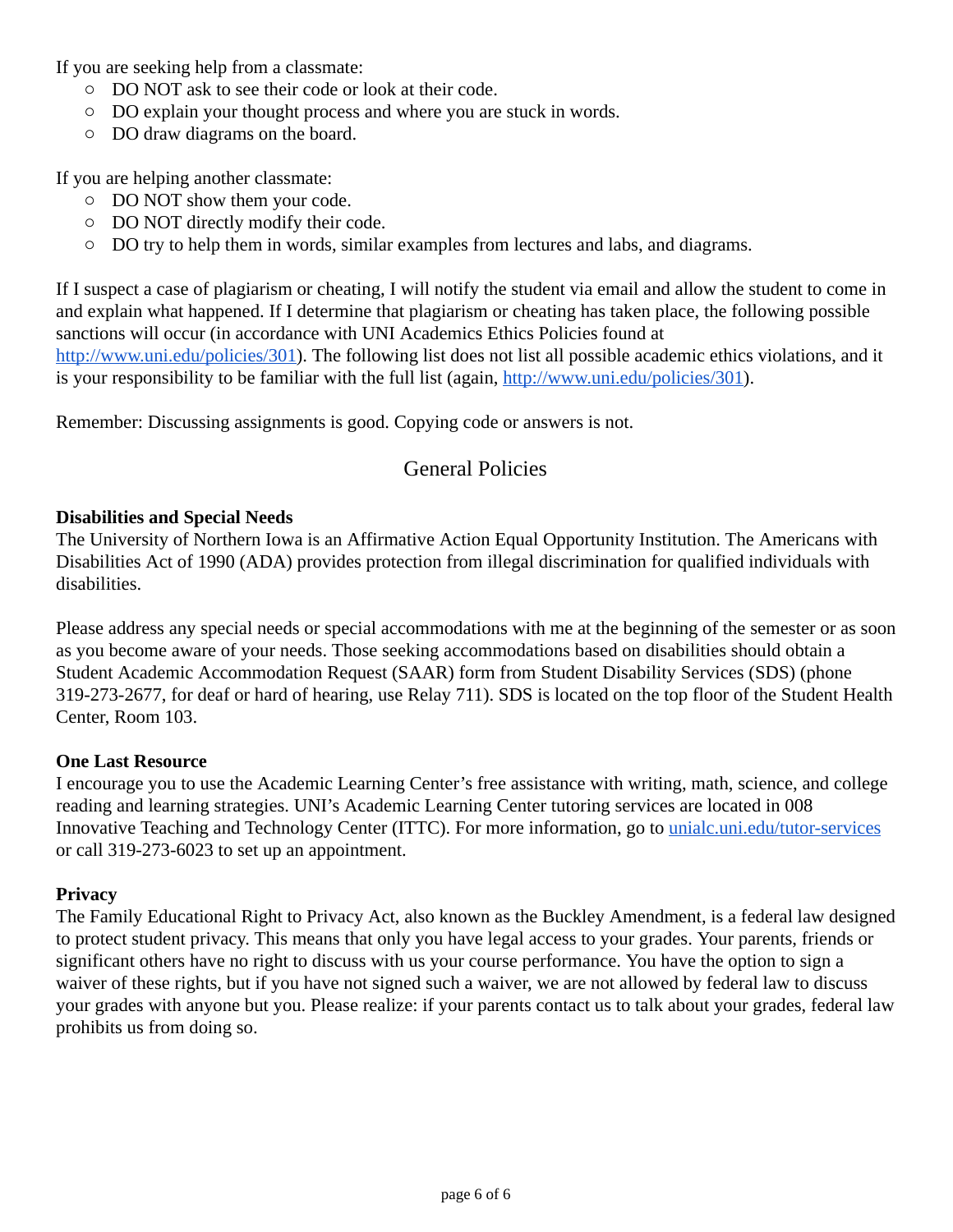If you are seeking help from a classmate:

- DO NOT ask to see their code or look at their code.
- DO explain your thought process and where you are stuck in words.
- DO draw diagrams on the board.

If you are helping another classmate:

- DO NOT show them your code.
- DO NOT directly modify their code.
- DO try to help them in words, similar examples from lectures and labs, and diagrams.

If I suspect a case of plagiarism or cheating, I will notify the student via email and allow the student to come in and explain what happened. If I determine that plagiarism or cheating has taken place, the following possible sanctions will occur (in accordance with UNI Academics Ethics Policies found at [http://www.uni.edu/policies/301](http://www.uni.edu/policies/301)). The following list does not list all possible academic ethics violations, and it is your responsibility to be familiar with the full list (again, [http://www.uni.edu/policies/301](http://www.uni.edu/policies/301)).

Remember: Discussing assignments is good. Copying code or answers is not.

## General Policies

**Disabilities and Special Needs**

The University of Northern Iowa is an Affirmative Action Equal Opportunity Institution. The Americans with Disabilities Act of 1990 (ADA) provides protection from illegal discrimination for qualified individuals with disabilities.

Please address any special needs or special accommodations with me at the beginning of the semester or as soon as you become aware of your needs. Those seeking accommodations based on disabilities should obtain a Student Academic Accommodation Request (SAAR) form from Student Disability Services (SDS) (phone 319-273-2677, for deaf or hard of hearing, use Relay 711). SDS is located on the top floor of the Student Health Center, Room 103.

**One Last Resource**

I encourage you to use the Academic Learning Center's free assistance with writing, math, science, and college reading and learning strategies. UNI's Academic Learning Center tutoring services are located in 008 Innovative Teaching and Technology Center (ITTC). For more information, go to [unialc.uni.edu/tutor-services](unialc.uni.edu/tutor-services) or call 319-273-6023 to set up an appointment.

**Privacy**

The Family Educational Right to Privacy Act, also known as the Buckley Amendment, is a federal law designed to protect student privacy. This means that only you have legal access to your grades. Your parents, friends or significant others have no right to discuss with us your course performance. You have the option to sign a waiver of these rights, but if you have not signed such a waiver, we are not allowed by federal law to discuss your grades with anyone but you. Please realize: if your parents contact us to talk about your grades, federal law prohibits us from doing so.